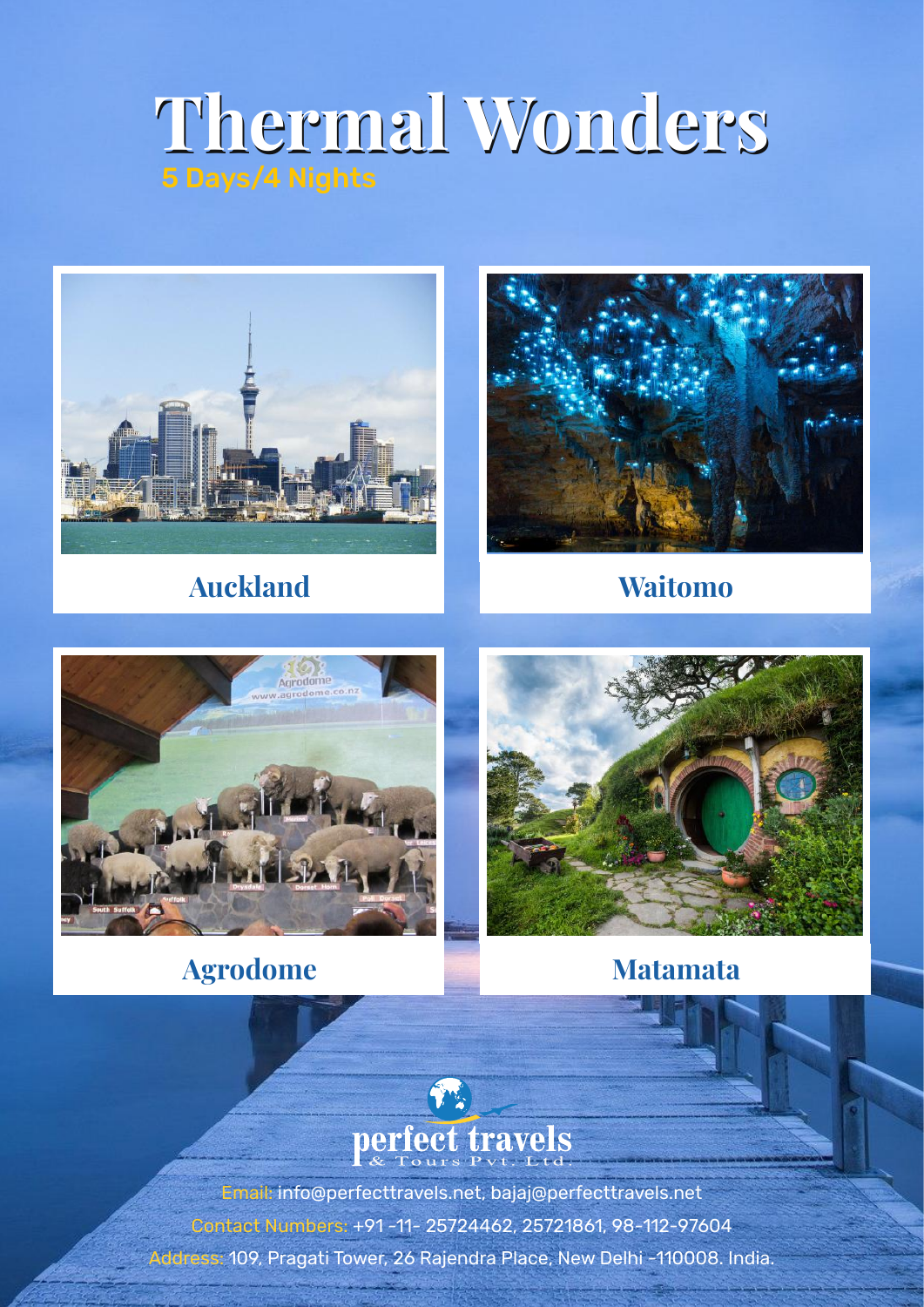# Thermal Wonders

5 Days/4 Nights

Auckland

Waitomo

Agrodome

Matamata

perfect travels
& Tours Pvt. Ltd.

Email: info@perfecttravels.net, bajaj@perfecttravels.net

Contact Numbers: +91 -11- 25724462, 25721861, 98-112-97604

Address: 109, Pragati Tower, 26 Rajendra Place, New Delhi -110008. India.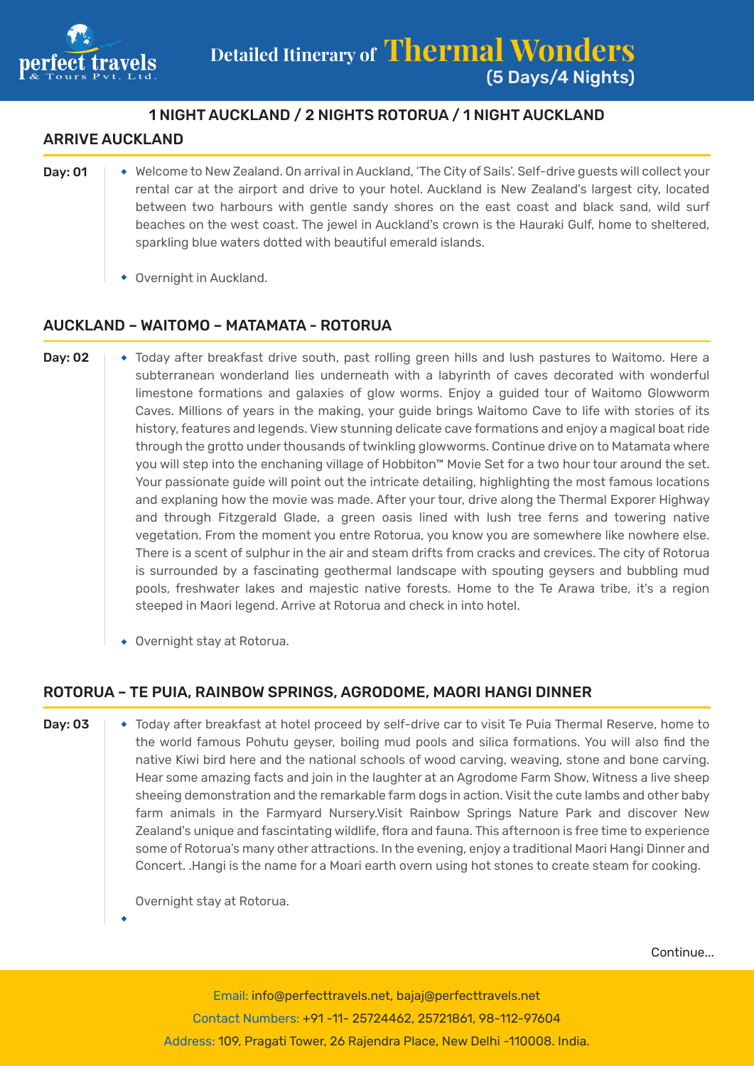# Detailed Itinerary of Thermal Wonders (5 Days/4 Nights)

### 1 NIGHT AUCKLAND / 2 NIGHTS ROTORUA / 1 NIGHT AUCKLAND

## ARRIVE AUCKLAND

**Day: 01**

- Welcome to New Zealand. On arrival in Auckland, 'The City of Sails'. Self-drive guests will collect your rental car at the airport and drive to your hotel. Auckland is New Zealand's largest city, located between two harbours with gentle sandy shores on the east coast and black sand, wild surf beaches on the west coast. The jewel in Auckland's crown is the Hauraki Gulf, home to sheltered, sparkling blue waters dotted with beautiful emerald islands.
- Overnight in Auckland.

## AUCKLAND – WAITOMO – MATAMATA - ROTORUA

**Day: 02**

- Today after breakfast drive south, past rolling green hills and lush pastures to Waitomo. Here a subterranean wonderland lies underneath with a labyrinth of caves decorated with wonderful limestone formations and galaxies of glow worms. Enjoy a guided tour of Waitomo Glowworm Caves. Millions of years in the making, your guide brings Waitomo Cave to life with stories of its history, features and legends. View stunning delicate cave formations and enjoy a magical boat ride through the grotto under thousands of twinkling glowworms. Continue drive on to Matamata where you will step into the enchaning village of Hobbiton™ Movie Set for a two hour tour around the set. Your passionate guide will point out the intricate detailing, highlighting the most famous locations and explaning how the movie was made. After your tour, drive along the Thermal Exporer Highway and through Fitzgerald Glade, a green oasis lined with lush tree ferns and towering native vegetation. From the moment you entre Rotorua, you know you are somewhere like nowhere else. There is a scent of sulphur in the air and steam drifts from cracks and crevices. The city of Rotorua is surrounded by a fascinating geothermal landscape with spouting geysers and bubbling mud pools, freshwater lakes and majestic native forests. Home to the Te Arawa tribe, it's a region steeped in Maori legend. Arrive at Rotorua and check in into hotel.
- Overnight stay at Rotorua.

## ROTORUA – TE PUIA, RAINBOW SPRINGS, AGRODOME, MAORI HANGI DINNER

**Day: 03**

- Today after breakfast at hotel proceed by self-drive car to visit Te Puia Thermal Reserve, home to the world famous Pohutu geyser, boiling mud pools and silica formations. You will also find the native Kiwi bird here and the national schools of wood carving, weaving, stone and bone carving. Hear some amazing facts and join in the laughter at an Agrodome Farm Show, Witness a live sheep sheeing demonstration and the remarkable farm dogs in action. Visit the cute lambs and other baby farm animals in the Farmyard Nursery.Visit Rainbow Springs Nature Park and discover New Zealand's unique and fascintating wildlife, flora and fauna. This afternoon is free time to experience some of Rotorua's many other attractions. In the evening, enjoy a traditional Maori Hangi Dinner and Concert. .Hangi is the name for a Moari earth overn using hot stones to create steam for cooking.

  Overnight stay at Rotorua.

Continue...

Email: info@perfecttravels.net, bajaj@perfecttravels.net

Contact Numbers: +91 -11- 25724462, 25721861, 98-112-97604

Address: 109, Pragati Tower, 26 Rajendra Place, New Delhi -110008. India.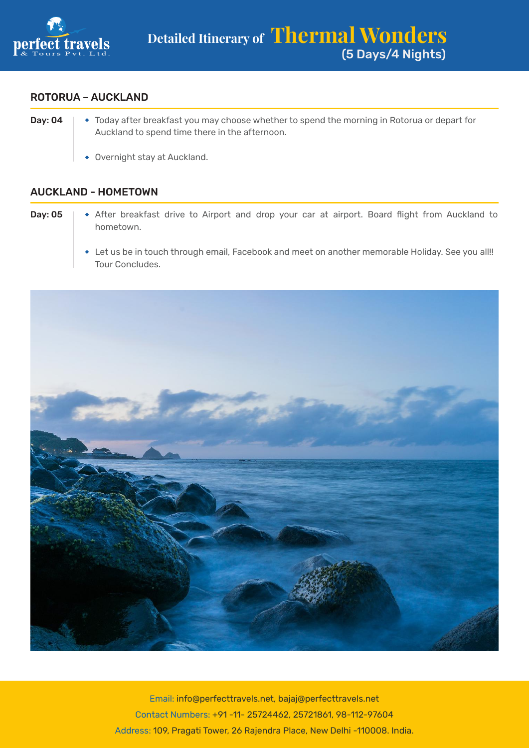## ROTORUA – AUCKLAND

**Day: 04**

- Today after breakfast you may choose whether to spend the morning in Rotorua or depart for Auckland to spend time there in the afternoon.
- Overnight stay at Auckland.

## AUCKLAND - HOMETOWN

**Day: 05**

- After breakfast drive to Airport and drop your car at airport. Board flight from Auckland to hometown.
- Let us be in touch through email, Facebook and meet on another memorable Holiday. See you all!! Tour Concludes.

Email: info@perfecttravels.net, bajaj@perfecttravels.net

Contact Numbers: +91 -11- 25724462, 25721861, 98-112-97604

Address: 109, Pragati Tower, 26 Rajendra Place, New Delhi -110008. India.